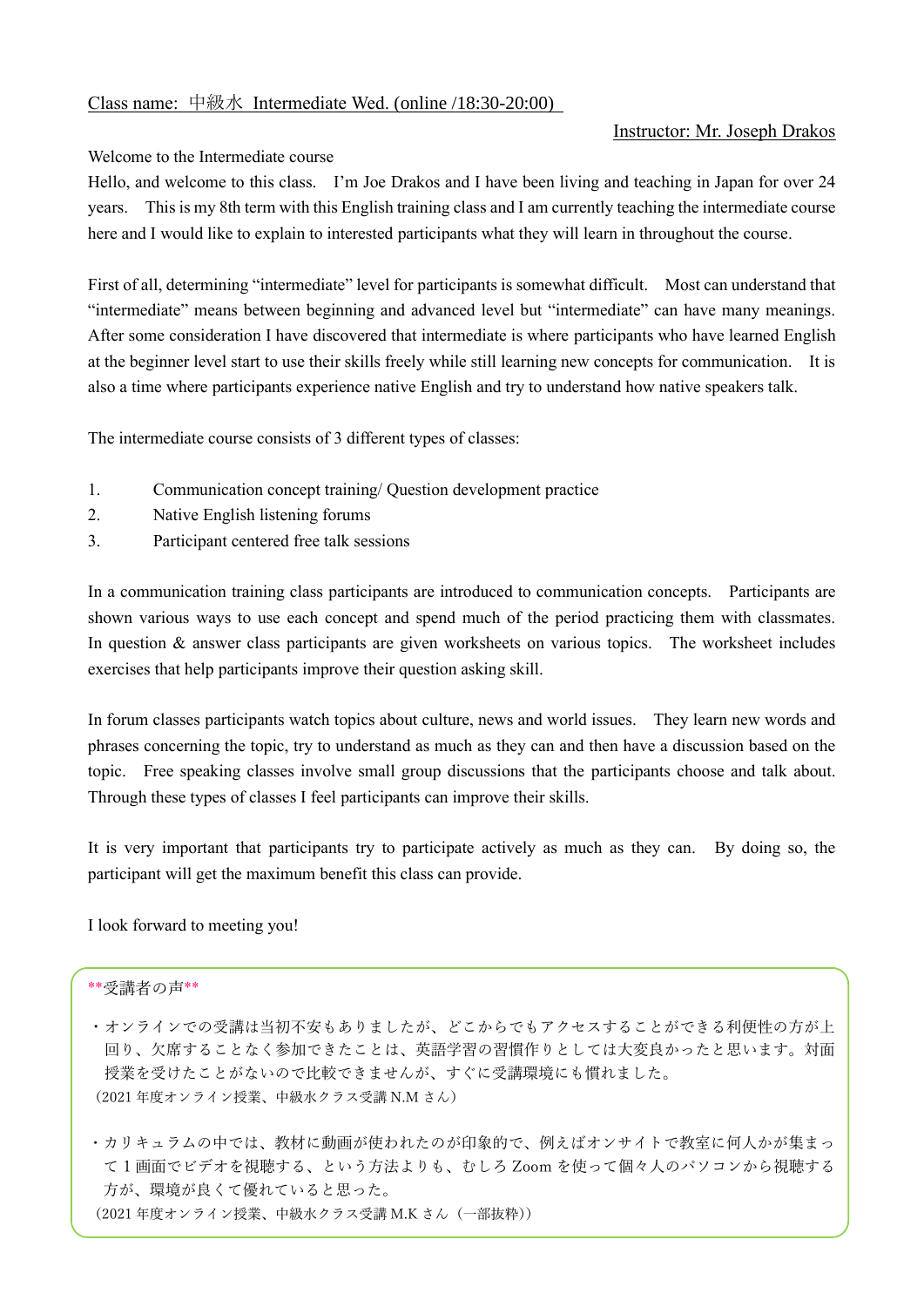Class name: 中級水 Intermediate Wed. (online /18:30-20:00)

Instructor: Mr. Joseph Drakos

Welcome to the Intermediate course

Hello, and welcome to this class. I'm Joe Drakos and I have been living and teaching in Japan for over 24 years. This is my 8th term with this English training class and I am currently teaching the intermediate course here and I would like to explain to interested participants what they will learn in throughout the course.

First of all, determining "intermediate" level for participants is somewhat difficult. Most can understand that "intermediate" means between beginning and advanced level but "intermediate" can have many meanings. After some consideration I have discovered that intermediate is where participants who have learned English at the beginner level start to use their skills freely while still learning new concepts for communication. It is also a time where participants experience native English and try to understand how native speakers talk.

The intermediate course consists of 3 different types of classes:

1. Communication concept training/ Question development practice
2. Native English listening forums
3. Participant centered free talk sessions

In a communication training class participants are introduced to communication concepts. Participants are shown various ways to use each concept and spend much of the period practicing them with classmates. In question & answer class participants are given worksheets on various topics. The worksheet includes exercises that help participants improve their question asking skill.

In forum classes participants watch topics about culture, news and world issues. They learn new words and phrases concerning the topic, try to understand as much as they can and then have a discussion based on the topic. Free speaking classes involve small group discussions that the participants choose and talk about. Through these types of classes I feel participants can improve their skills.

It is very important that participants try to participate actively as much as they can. By doing so, the participant will get the maximum benefit this class can provide.

I look forward to meeting you!

**受講者の声**

・オンラインでの受講は当初不安もありましたが、どこからでもアクセスすることができる利便性の方が上回り、欠席することなく参加できたことは、英語学習の習慣作りとしては大変良かったと思います。対面授業を受けたことがないので比較できませんが、すぐに受講環境にも慣れました。
（2021 年度オンライン授業、中級水クラス受講 N.M さん）

・カリキュラムの中では、教材に動画が使われたのが印象的で、例えばオンサイトで教室に何人かが集まって 1 画面でビデオを視聴する、という方法よりも、むしろ Zoom を使って個々人のパソコンから視聴する方が、環境が良くて優れていると思った。
（2021 年度オンライン授業、中級水クラス受講 M.K さん（一部抜粋））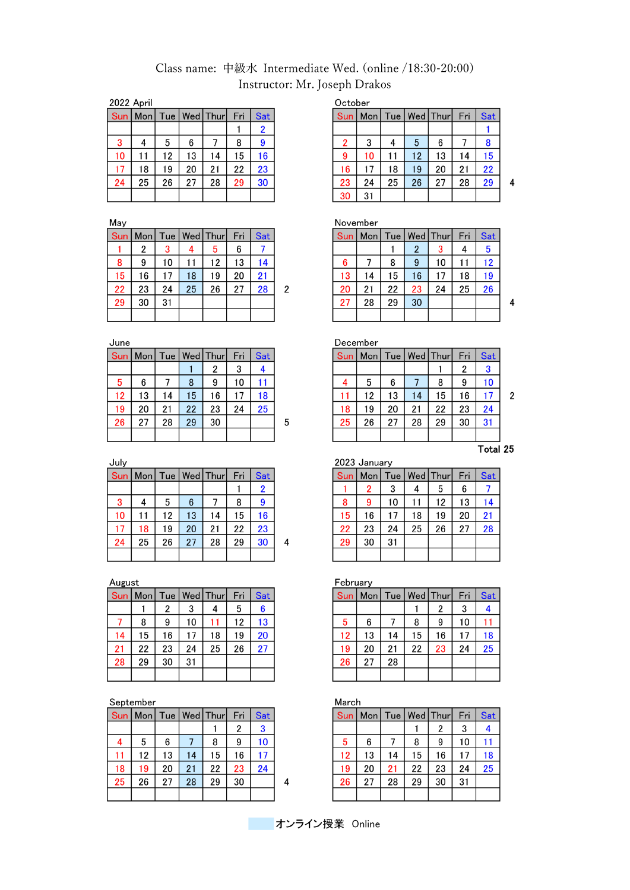Class name: 中級水 Intermediate Wed. (online /18:30-20:00)
Instructor: Mr. Joseph Drakos

2022 April

| Sun | Mon | Tue | Wed | Thur | Fri | Sat |
|---|---|---|---|---|---|---|
| | | | | | 1 | 2 |
| 3 | 4 | 5 | 6 | 7 | 8 | 9 |
| 10 | 11 | 12 | 13 | 14 | 15 | 16 |
| 17 | 18 | 19 | 20 | 21 | 22 | 23 |
| 24 | 25 | 26 | 27 | 28 | 29 | 30 |

May

| Sun | Mon | Tue | Wed | Thur | Fri | Sat |
|---|---|---|---|---|---|---|
| 1 | 2 | 3 | 4 | 5 | 6 | 7 |
| 8 | 9 | 10 | 11 | 12 | 13 | 14 |
| 15 | 16 | 17 | 18 | 19 | 20 | 21 |
| 22 | 23 | 24 | 25 | 26 | 27 | 28 |
| 29 | 30 | 31 | | | | |

2

June

| Sun | Mon | Tue | Wed | Thur | Fri | Sat |
|---|---|---|---|---|---|---|
| | | | 1 | 2 | 3 | 4 |
| 5 | 6 | 7 | 8 | 9 | 10 | 11 |
| 12 | 13 | 14 | 15 | 16 | 17 | 18 |
| 19 | 20 | 21 | 22 | 23 | 24 | 25 |
| 26 | 27 | 28 | 29 | 30 | | |

5

July

| Sun | Mon | Tue | Wed | Thur | Fri | Sat |
|---|---|---|---|---|---|---|
| | | | | | 1 | 2 |
| 3 | 4 | 5 | 6 | 7 | 8 | 9 |
| 10 | 11 | 12 | 13 | 14 | 15 | 16 |
| 17 | 18 | 19 | 20 | 21 | 22 | 23 |
| 24 | 25 | 26 | 27 | 28 | 29 | 30 |

4

August

| Sun | Mon | Tue | Wed | Thur | Fri | Sat |
|---|---|---|---|---|---|---|
| | 1 | 2 | 3 | 4 | 5 | 6 |
| 7 | 8 | 9 | 10 | 11 | 12 | 13 |
| 14 | 15 | 16 | 17 | 18 | 19 | 20 |
| 21 | 22 | 23 | 24 | 25 | 26 | 27 |
| 28 | 29 | 30 | 31 | | | |

September

| Sun | Mon | Tue | Wed | Thur | Fri | Sat |
|---|---|---|---|---|---|---|
| | | | | 1 | 2 | 3 |
| 4 | 5 | 6 | 7 | 8 | 9 | 10 |
| 11 | 12 | 13 | 14 | 15 | 16 | 17 |
| 18 | 19 | 20 | 21 | 22 | 23 | 24 |
| 25 | 26 | 27 | 28 | 29 | 30 | |

4

October

| Sun | Mon | Tue | Wed | Thur | Fri | Sat |
|---|---|---|---|---|---|---|
| | | | | | | 1 |
| 2 | 3 | 4 | 5 | 6 | 7 | 8 |
| 9 | 10 | 11 | 12 | 13 | 14 | 15 |
| 16 | 17 | 18 | 19 | 20 | 21 | 22 |
| 23 | 24 | 25 | 26 | 27 | 28 | 29 |
| 30 | 31 | | | | | |

4

November

| Sun | Mon | Tue | Wed | Thur | Fri | Sat |
|---|---|---|---|---|---|---|
| | | 1 | 2 | 3 | 4 | 5 |
| 6 | 7 | 8 | 9 | 10 | 11 | 12 |
| 13 | 14 | 15 | 16 | 17 | 18 | 19 |
| 20 | 21 | 22 | 23 | 24 | 25 | 26 |
| 27 | 28 | 29 | 30 | | | |

4

December

| Sun | Mon | Tue | Wed | Thur | Fri | Sat |
|---|---|---|---|---|---|---|
| | | | | 1 | 2 | 3 |
| 4 | 5 | 6 | 7 | 8 | 9 | 10 |
| 11 | 12 | 13 | 14 | 15 | 16 | 17 |
| 18 | 19 | 20 | 21 | 22 | 23 | 24 |
| 25 | 26 | 27 | 28 | 29 | 30 | 31 |

2

**Total 25**

2023 January

| Sun | Mon | Tue | Wed | Thur | Fri | Sat |
|---|---|---|---|---|---|---|
| 1 | 2 | 3 | 4 | 5 | 6 | 7 |
| 8 | 9 | 10 | 11 | 12 | 13 | 14 |
| 15 | 16 | 17 | 18 | 19 | 20 | 21 |
| 22 | 23 | 24 | 25 | 26 | 27 | 28 |
| 29 | 30 | 31 | | | | |

February

| Sun | Mon | Tue | Wed | Thur | Fri | Sat |
|---|---|---|---|---|---|---|
| | | | 1 | 2 | 3 | 4 |
| 5 | 6 | 7 | 8 | 9 | 10 | 11 |
| 12 | 13 | 14 | 15 | 16 | 17 | 18 |
| 19 | 20 | 21 | 22 | 23 | 24 | 25 |
| 26 | 27 | 28 | | | | |

March

| Sun | Mon | Tue | Wed | Thur | Fri | Sat |
|---|---|---|---|---|---|---|
| | | | 1 | 2 | 3 | 4 |
| 5 | 6 | 7 | 8 | 9 | 10 | 11 |
| 12 | 13 | 14 | 15 | 16 | 17 | 18 |
| 19 | 20 | 21 | 22 | 23 | 24 | 25 |
| 26 | 27 | 28 | 29 | 30 | 31 | |

オンライン授業 Online